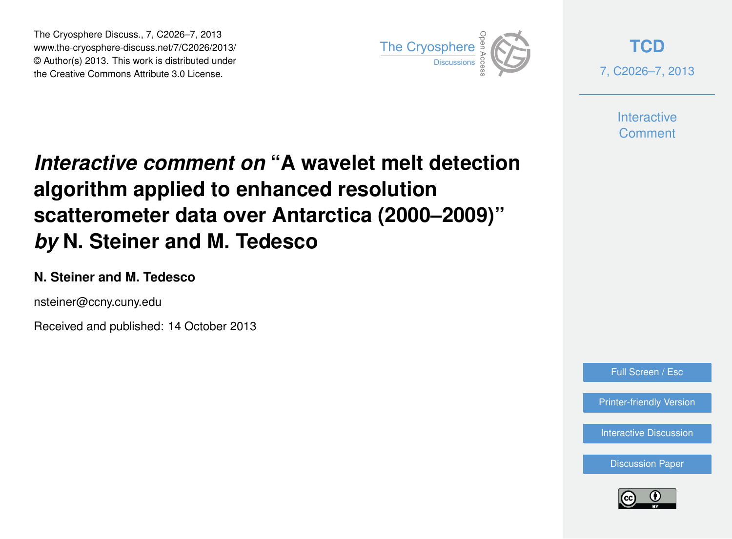# *Interactive comment on* "A wavelet melt detection algorithm applied to enhanced resolution scatterometer data over Antarctica (2000–2009)" *by* N. Steiner and M. Tedesco

**N. Steiner and M. Tedesco**

nsteiner@ccny.cuny.edu

Received and published: 14 October 2013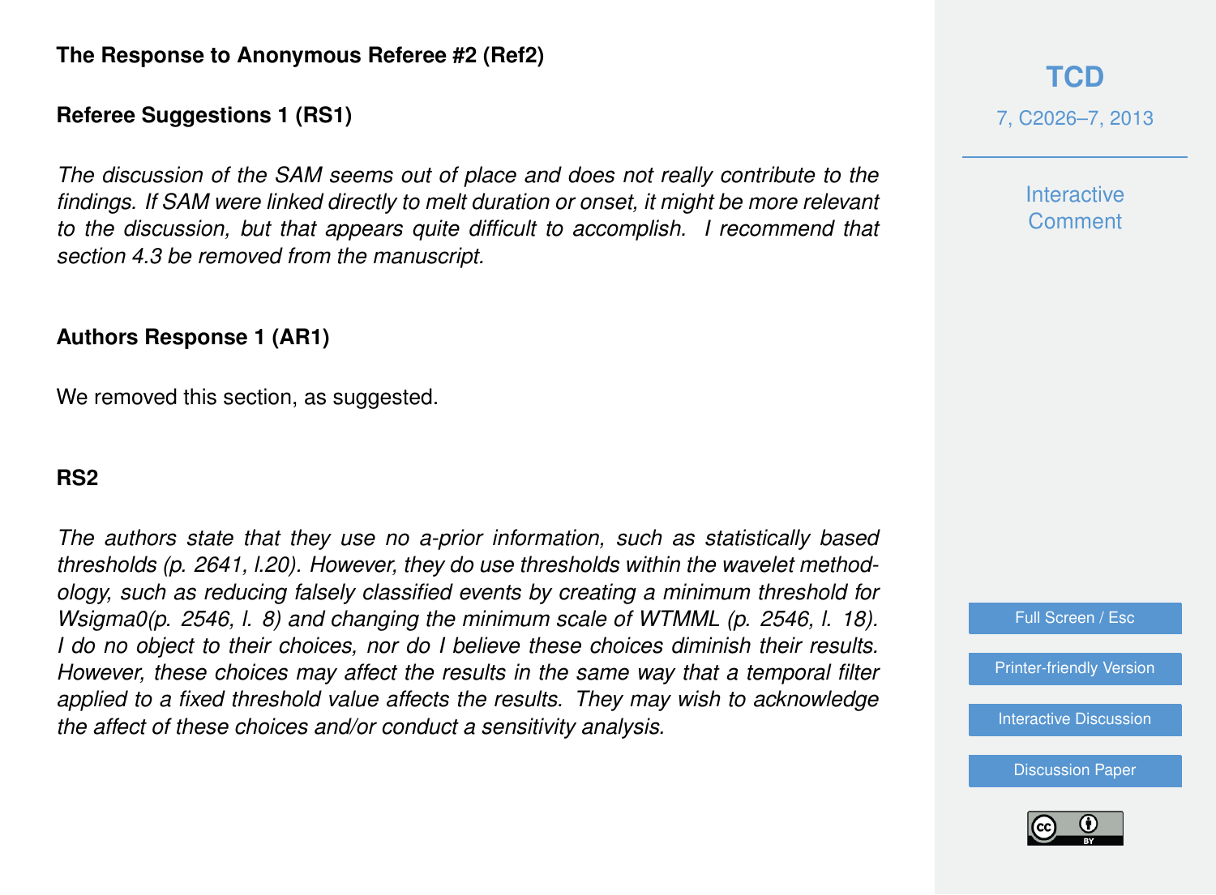### The Response to Anonymous Referee #2 (Ref2)

### Referee Suggestions 1 (RS1)

*The discussion of the SAM seems out of place and does not really contribute to the findings. If SAM were linked directly to melt duration or onset, it might be more relevant to the discussion, but that appears quite difficult to accomplish. I recommend that section 4.3 be removed from the manuscript.*

### Authors Response 1 (AR1)

We removed this section, as suggested.

### RS2

*The authors state that they use no a-prior information, such as statistically based thresholds (p. 2641, l.20). However, they do use thresholds within the wavelet methodology, such as reducing falsely classified events by creating a minimum threshold for Wsigma0(p. 2546, l. 8) and changing the minimum scale of WTMML (p. 2546, l. 18). I do no object to their choices, nor do I believe these choices diminish their results. However, these choices may affect the results in the same way that a temporal filter applied to a fixed threshold value affects the results. They may wish to acknowledge the affect of these choices and/or conduct a sensitivity analysis.*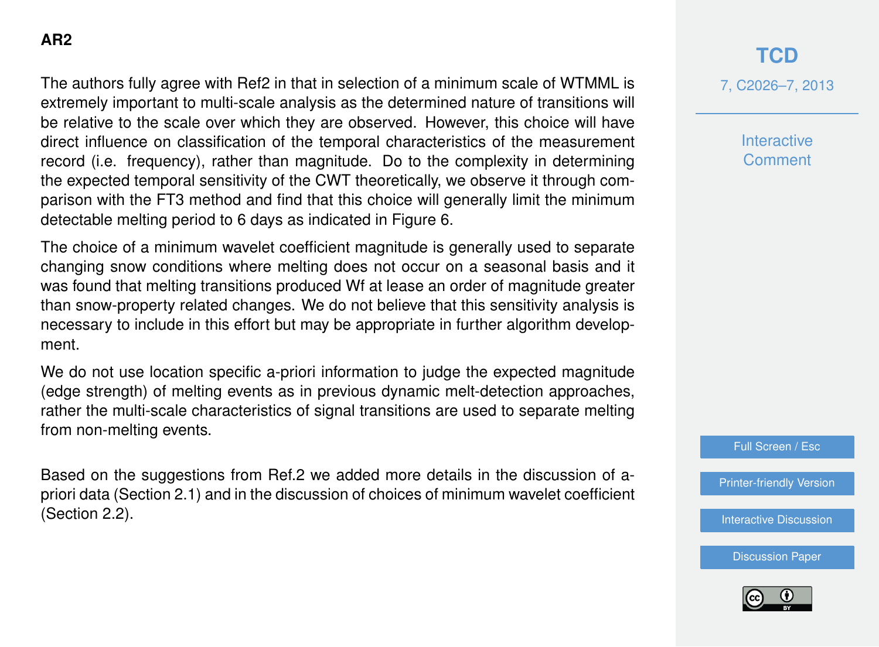**AR2**

The authors fully agree with Ref2 in that in selection of a minimum scale of WTMML is extremely important to multi-scale analysis as the determined nature of transitions will be relative to the scale over which they are observed. However, this choice will have direct influence on classification of the temporal characteristics of the measurement record (i.e. frequency), rather than magnitude. Do to the complexity in determining the expected temporal sensitivity of the CWT theoretically, we observe it through comparison with the FT3 method and find that this choice will generally limit the minimum detectable melting period to 6 days as indicated in Figure 6.

The choice of a minimum wavelet coefficient magnitude is generally used to separate changing snow conditions where melting does not occur on a seasonal basis and it was found that melting transitions produced Wf at lease an order of magnitude greater than snow-property related changes. We do not believe that this sensitivity analysis is necessary to include in this effort but may be appropriate in further algorithm development.

We do not use location specific a-priori information to judge the expected magnitude (edge strength) of melting events as in previous dynamic melt-detection approaches, rather the multi-scale characteristics of signal transitions are used to separate melting from non-melting events.

Based on the suggestions from Ref.2 we added more details in the discussion of a-priori data (Section 2.1) and in the discussion of choices of minimum wavelet coefficient (Section 2.2).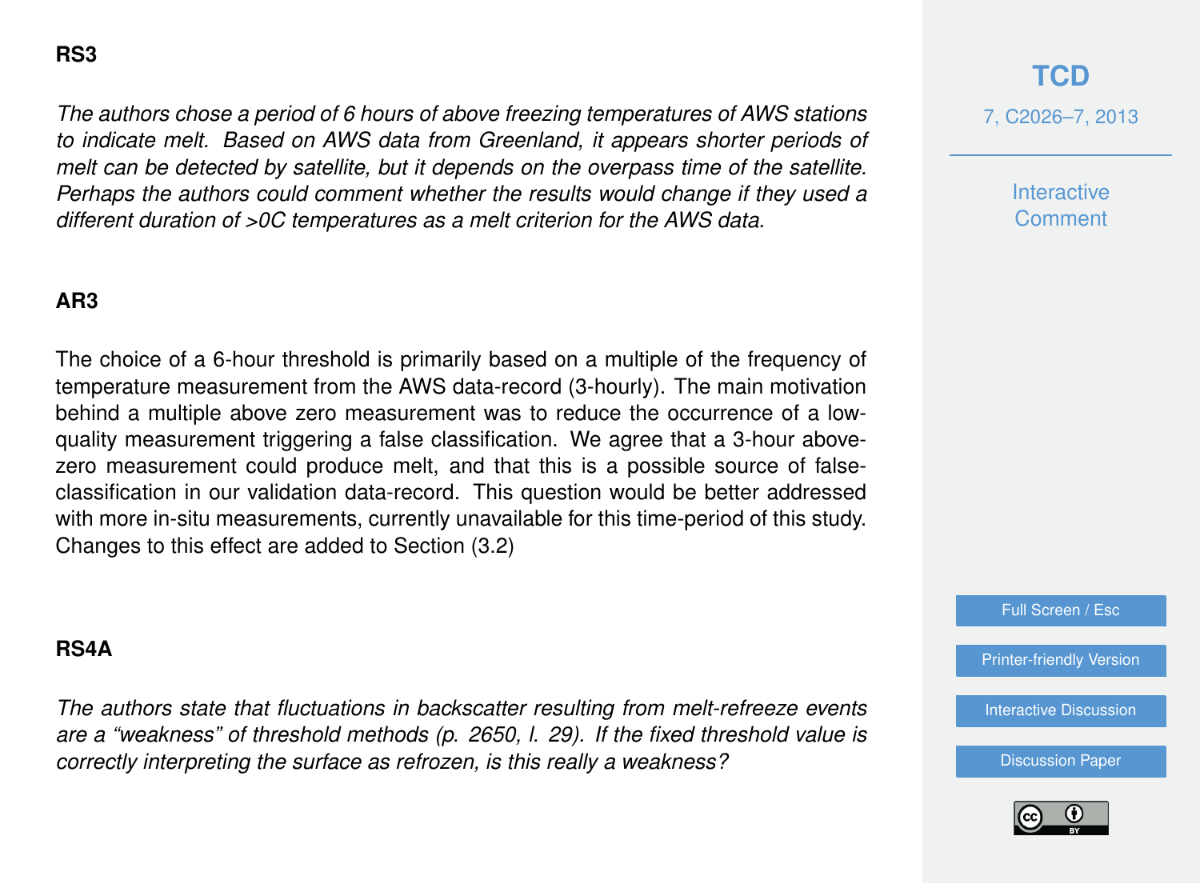**RS3**

*The authors chose a period of 6 hours of above freezing temperatures of AWS stations to indicate melt. Based on AWS data from Greenland, it appears shorter periods of melt can be detected by satellite, but it depends on the overpass time of the satellite. Perhaps the authors could comment whether the results would change if they used a different duration of >0C temperatures as a melt criterion for the AWS data.*

**AR3**

The choice of a 6-hour threshold is primarily based on a multiple of the frequency of temperature measurement from the AWS data-record (3-hourly). The main motivation behind a multiple above zero measurement was to reduce the occurrence of a low-quality measurement triggering a false classification. We agree that a 3-hour above-zero measurement could produce melt, and that this is a possible source of false-classification in our validation data-record. This question would be better addressed with more in-situ measurements, currently unavailable for this time-period of this study. Changes to this effect are added to Section (3.2)

**RS4A**

*The authors state that fluctuations in backscatter resulting from melt-refreeze events are a "weakness" of threshold methods (p. 2650, l. 29). If the fixed threshold value is correctly interpreting the surface as refrozen, is this really a weakness?*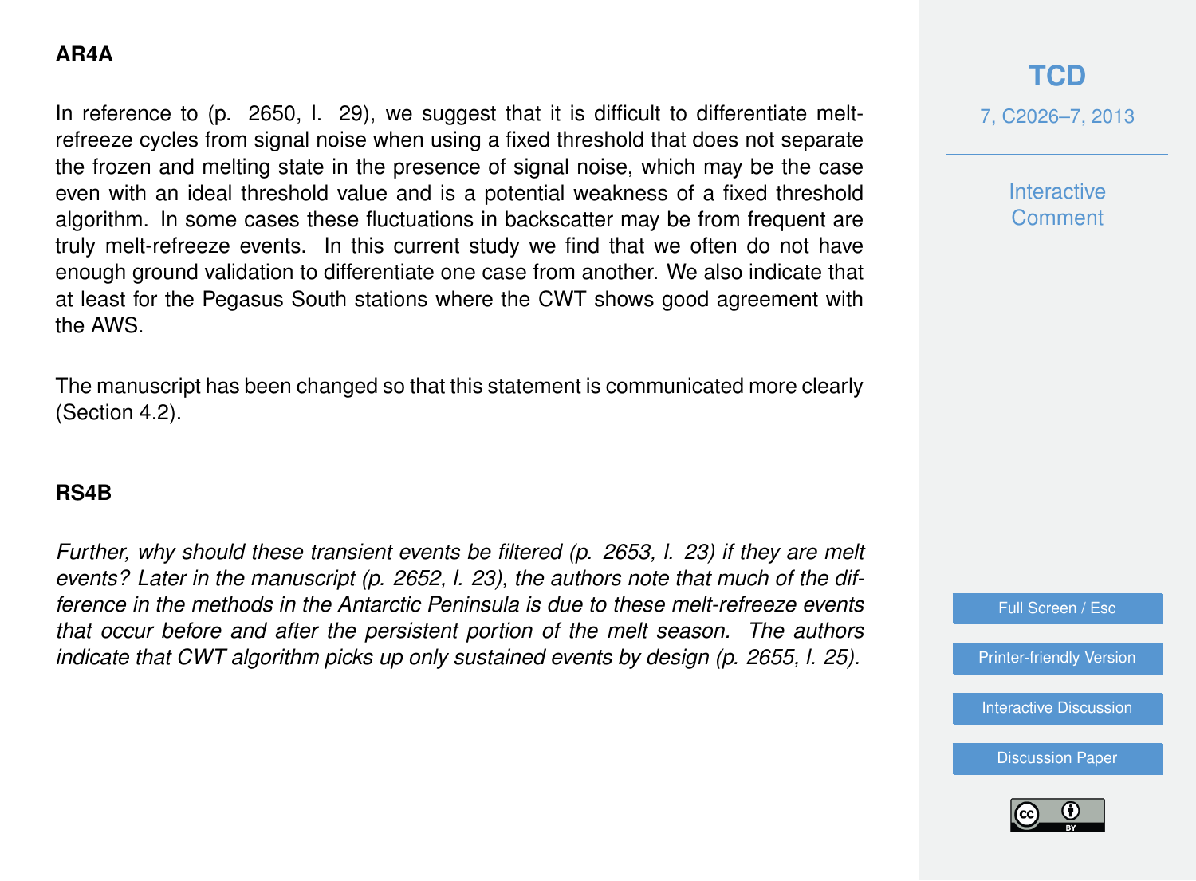**AR4A**

In reference to (p. 2650, l. 29), we suggest that it is difficult to differentiate melt-refreeze cycles from signal noise when using a fixed threshold that does not separate the frozen and melting state in the presence of signal noise, which may be the case even with an ideal threshold value and is a potential weakness of a fixed threshold algorithm. In some cases these fluctuations in backscatter may be from frequent are truly melt-refreeze events. In this current study we find that we often do not have enough ground validation to differentiate one case from another. We also indicate that at least for the Pegasus South stations where the CWT shows good agreement with the AWS.

The manuscript has been changed so that this statement is communicated more clearly (Section 4.2).

**RS4B**

*Further, why should these transient events be filtered (p. 2653, l. 23) if they are melt events? Later in the manuscript (p. 2652, l. 23), the authors note that much of the difference in the methods in the Antarctic Peninsula is due to these melt-refreeze events that occur before and after the persistent portion of the melt season. The authors indicate that CWT algorithm picks up only sustained events by design (p. 2655, l. 25).*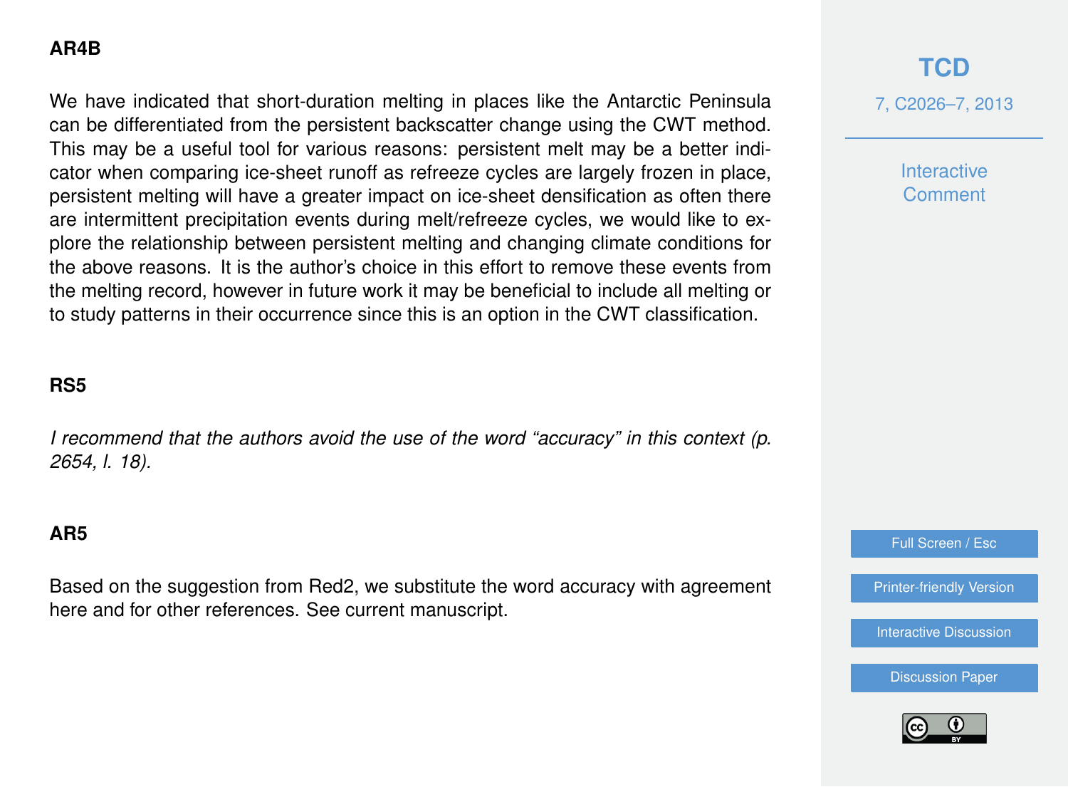**AR4B**

We have indicated that short-duration melting in places like the Antarctic Peninsula can be differentiated from the persistent backscatter change using the CWT method. This may be a useful tool for various reasons: persistent melt may be a better indicator when comparing ice-sheet runoff as refreeze cycles are largely frozen in place, persistent melting will have a greater impact on ice-sheet densification as often there are intermittent precipitation events during melt/refreeze cycles, we would like to explore the relationship between persistent melting and changing climate conditions for the above reasons. It is the author's choice in this effort to remove these events from the melting record, however in future work it may be beneficial to include all melting or to study patterns in their occurrence since this is an option in the CWT classification.

**RS5**

*I recommend that the authors avoid the use of the word "accuracy" in this context (p. 2654, l. 18).*

**AR5**

Based on the suggestion from Red2, we substitute the word accuracy with agreement here and for other references. See current manuscript.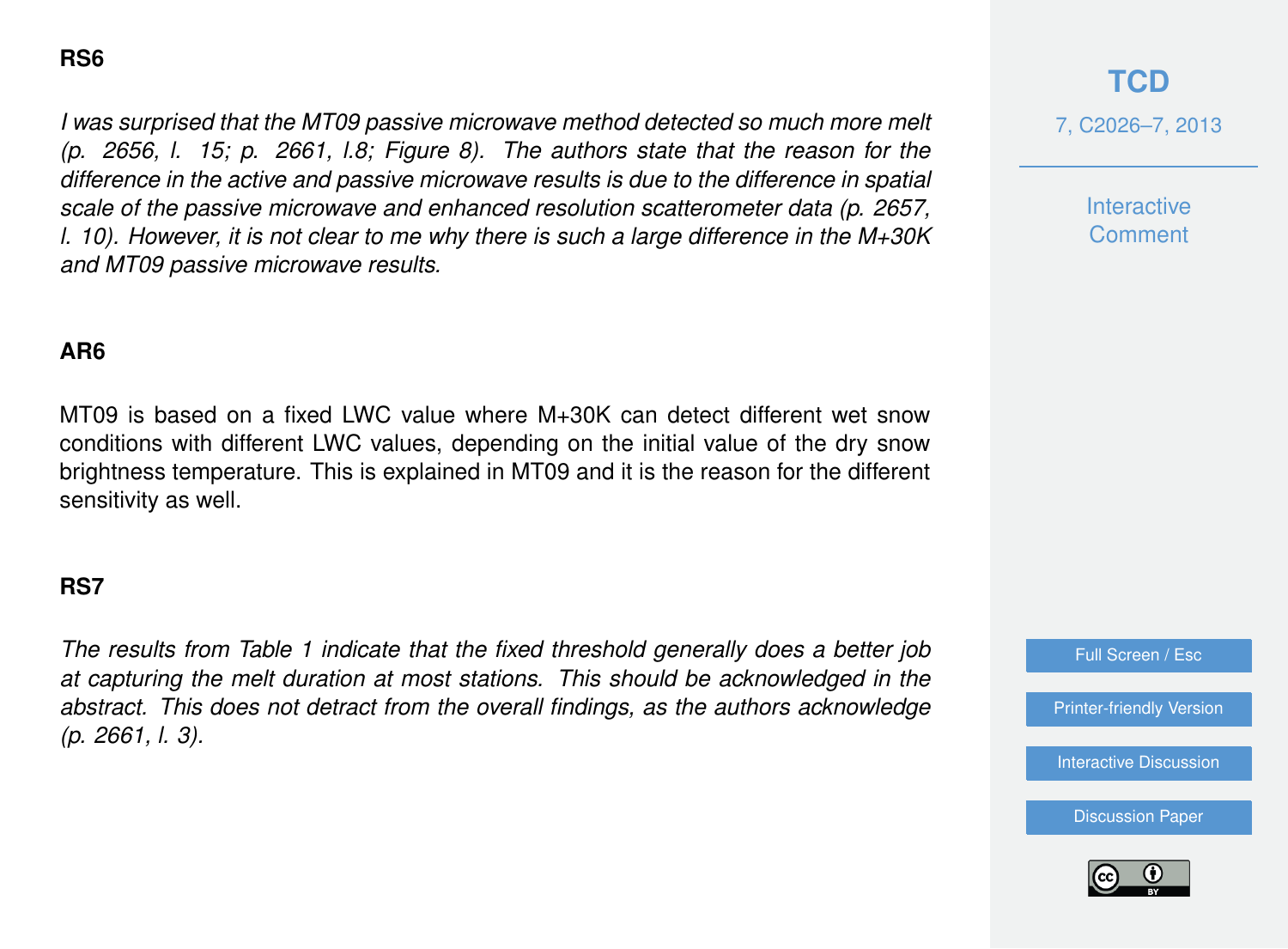**RS6**

*I was surprised that the MT09 passive microwave method detected so much more melt (p. 2656, l. 15; p. 2661, l.8; Figure 8). The authors state that the reason for the difference in the active and passive microwave results is due to the difference in spatial scale of the passive microwave and enhanced resolution scatterometer data (p. 2657, l. 10). However, it is not clear to me why there is such a large difference in the M+30K and MT09 passive microwave results.*

**AR6**

MT09 is based on a fixed LWC value where M+30K can detect different wet snow conditions with different LWC values, depending on the initial value of the dry snow brightness temperature. This is explained in MT09 and it is the reason for the different sensitivity as well.

**RS7**

*The results from Table 1 indicate that the fixed threshold generally does a better job at capturing the melt duration at most stations. This should be acknowledged in the abstract. This does not detract from the overall findings, as the authors acknowledge (p. 2661, l. 3).*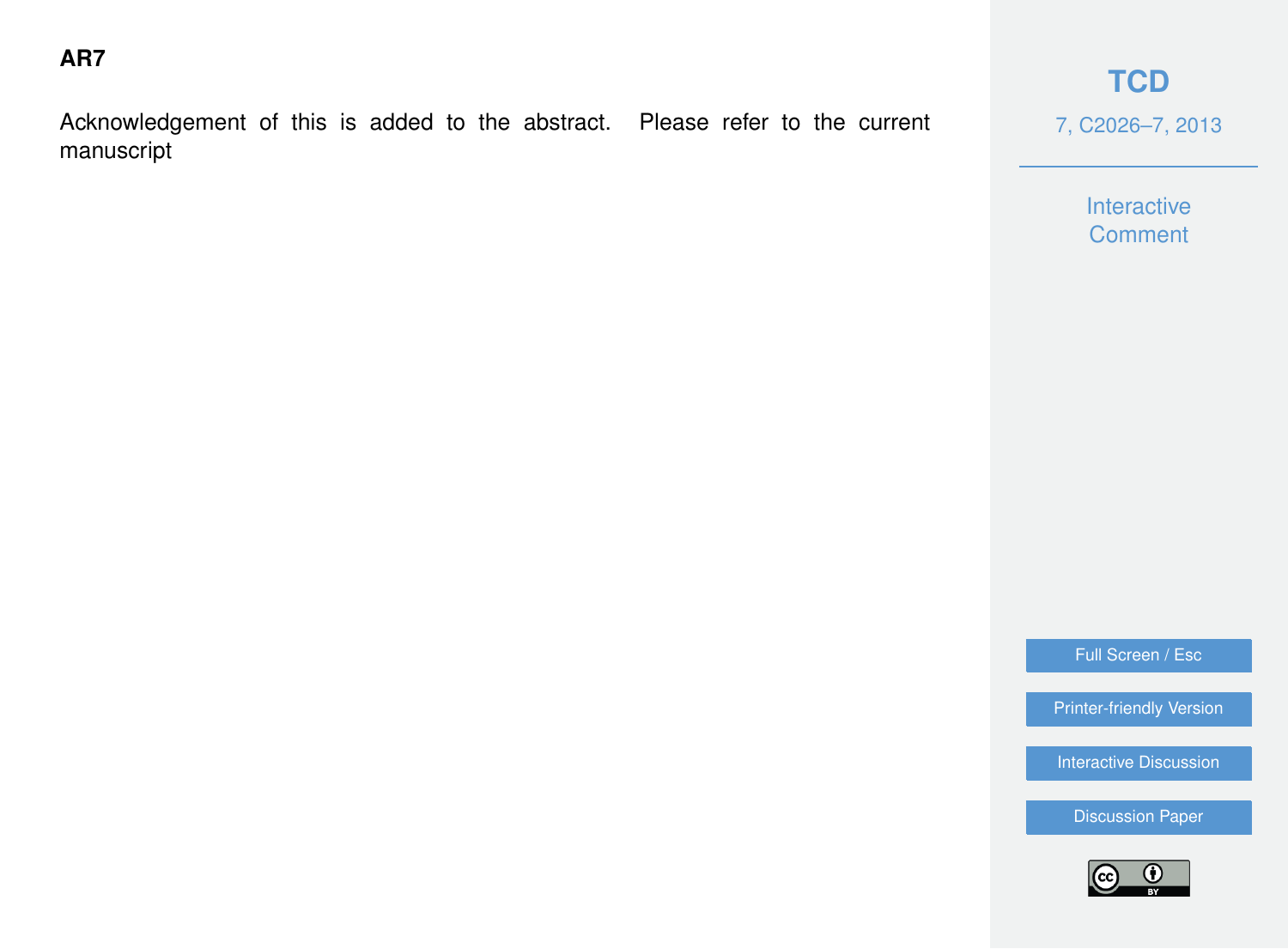**AR7**

Acknowledgement of this is added to the abstract. Please refer to the current manuscript